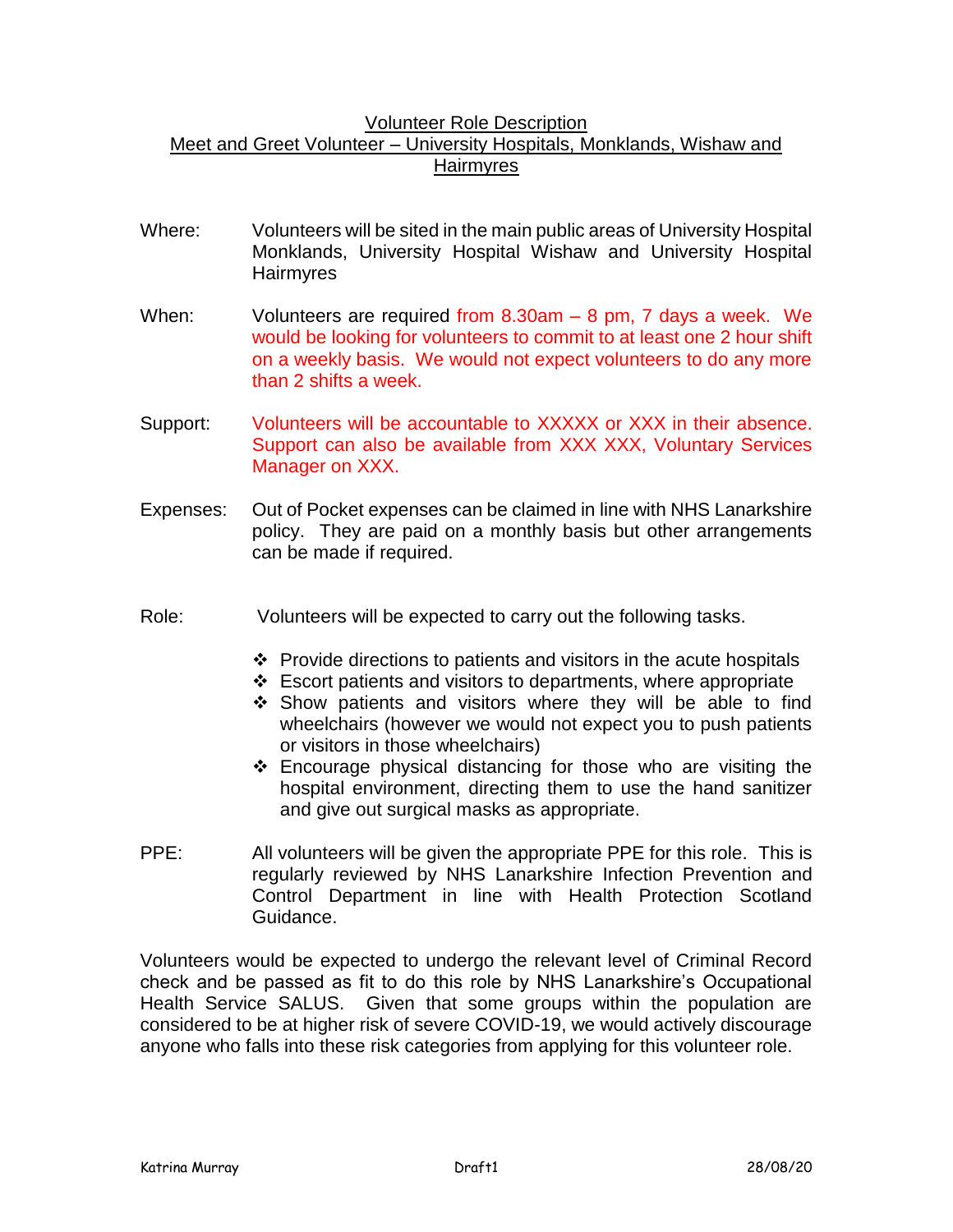# Volunteer Role Description

## Meet and Greet Volunteer – University Hospitals, Monklands, Wishaw and Hairmyres

**Where:** Volunteers will be sited in the main public areas of University Hospital Monklands, University Hospital Wishaw and University Hospital Hairmyres

**When:** Volunteers are required from 8.30am – 8 pm, 7 days a week. We would be looking for volunteers to commit to at least one 2 hour shift on a weekly basis. We would not expect volunteers to do any more than 2 shifts a week.

**Support:** Volunteers will be accountable to XXXXX or XXX in their absence. Support can also be available from XXX XXX, Voluntary Services Manager on XXX.

**Expenses:** Out of Pocket expenses can be claimed in line with NHS Lanarkshire policy. They are paid on a monthly basis but other arrangements can be made if required.

**Role:** Volunteers will be expected to carry out the following tasks.

- Provide directions to patients and visitors in the acute hospitals
- Escort patients and visitors to departments, where appropriate
- Show patients and visitors where they will be able to find wheelchairs (however we would not expect you to push patients or visitors in those wheelchairs)
- Encourage physical distancing for those who are visiting the hospital environment, directing them to use the hand sanitizer and give out surgical masks as appropriate.

**PPE:** All volunteers will be given the appropriate PPE for this role. This is regularly reviewed by NHS Lanarkshire Infection Prevention and Control Department in line with Health Protection Scotland Guidance.

Volunteers would be expected to undergo the relevant level of Criminal Record check and be passed as fit to do this role by NHS Lanarkshire's Occupational Health Service SALUS. Given that some groups within the population are considered to be at higher risk of severe COVID-19, we would actively discourage anyone who falls into these risk categories from applying for this volunteer role.

Katrina Murray | Draft1 | 28/08/20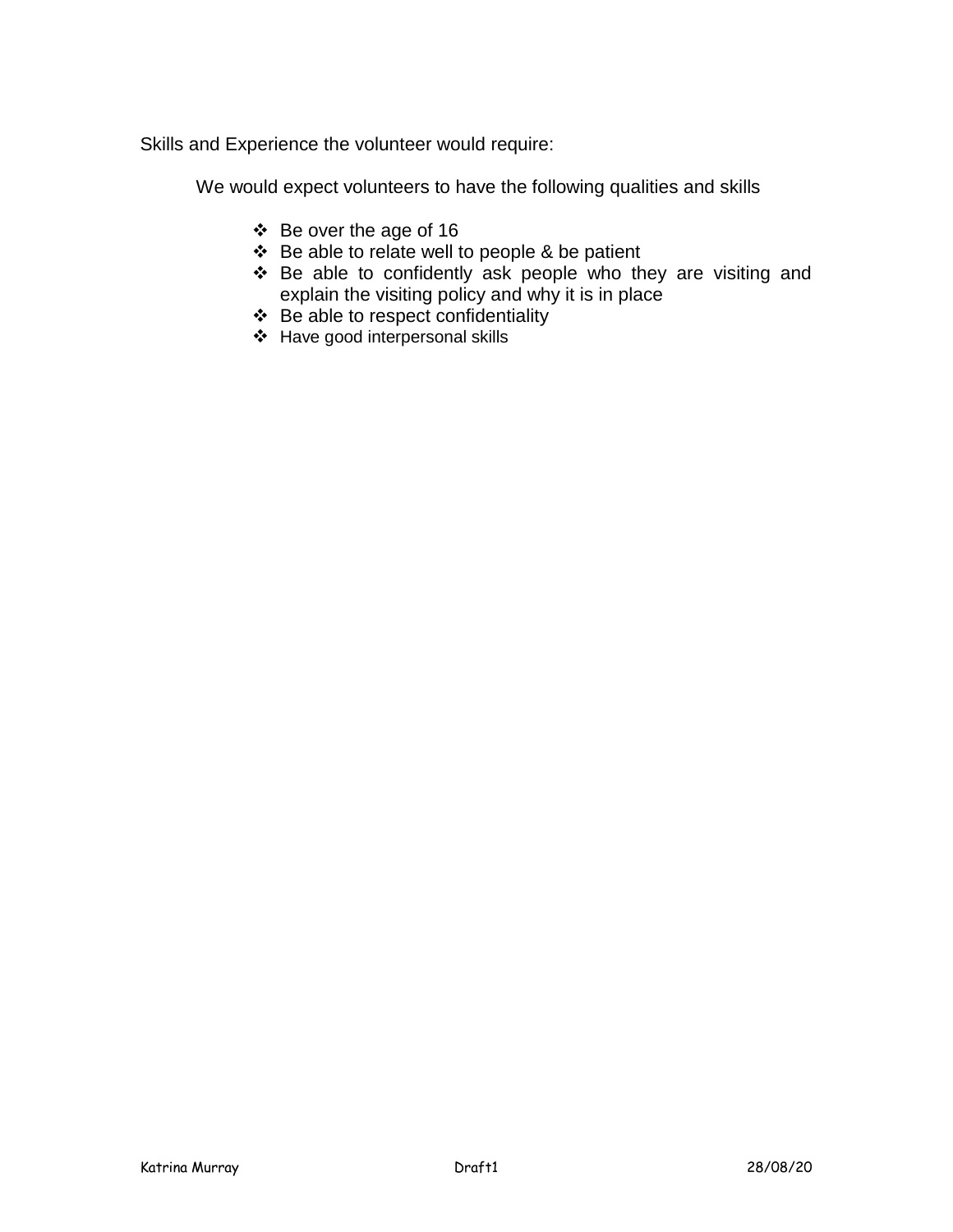Skills and Experience the volunteer would require:

We would expect volunteers to have the following qualities and skills

- Be over the age of 16
- Be able to relate well to people & be patient
- Be able to confidently ask people who they are visiting and explain the visiting policy and why it is in place
- Be able to respect confidentiality
- Have good interpersonal skills